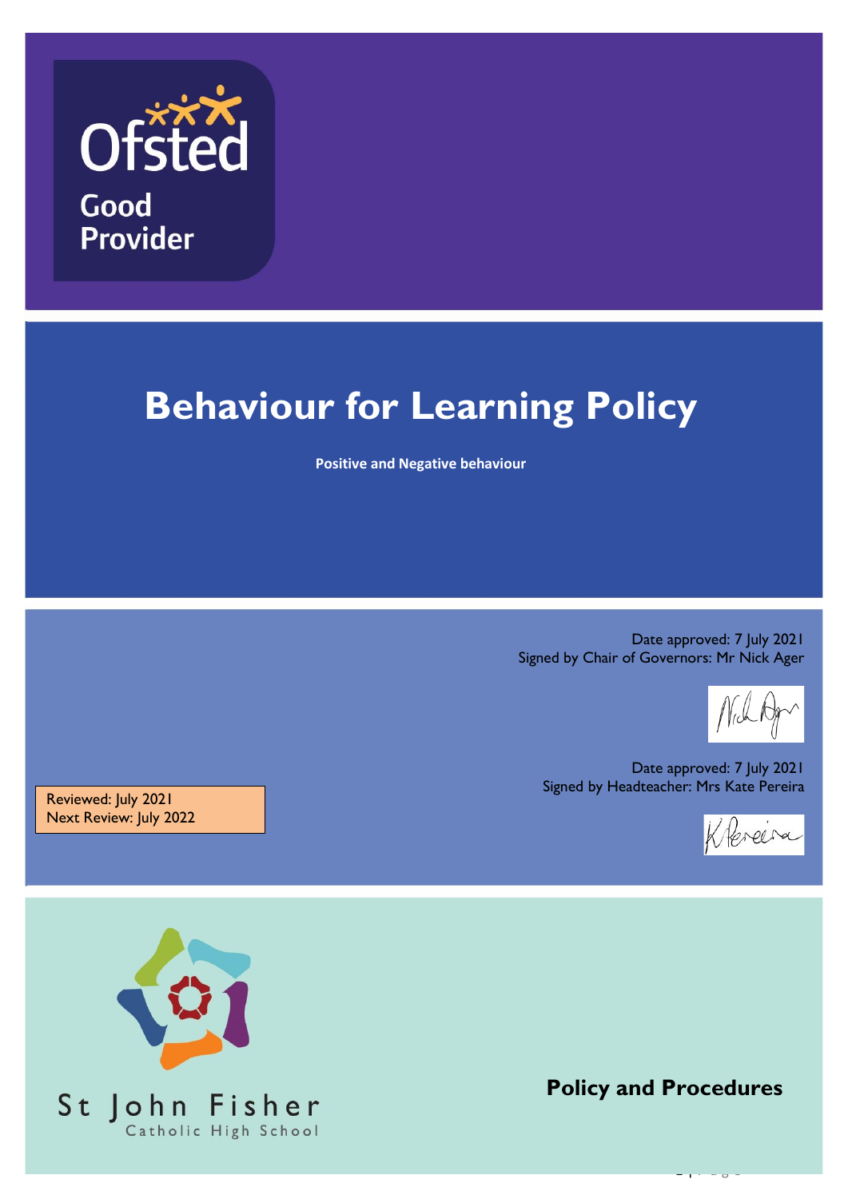Ofsted

Good Provider

# Behaviour for Learning Policy

**Positive and Negative behaviour**

Date approved: 7 July 2021
Signed by Chair of Governors: Mr Nick Ager

Date approved: 7 July 2021
Signed by Headteacher: Mrs Kate Pereira

Reviewed: July 2021
Next Review: July 2022

St John Fisher
Catholic High School

**Policy and Procedures**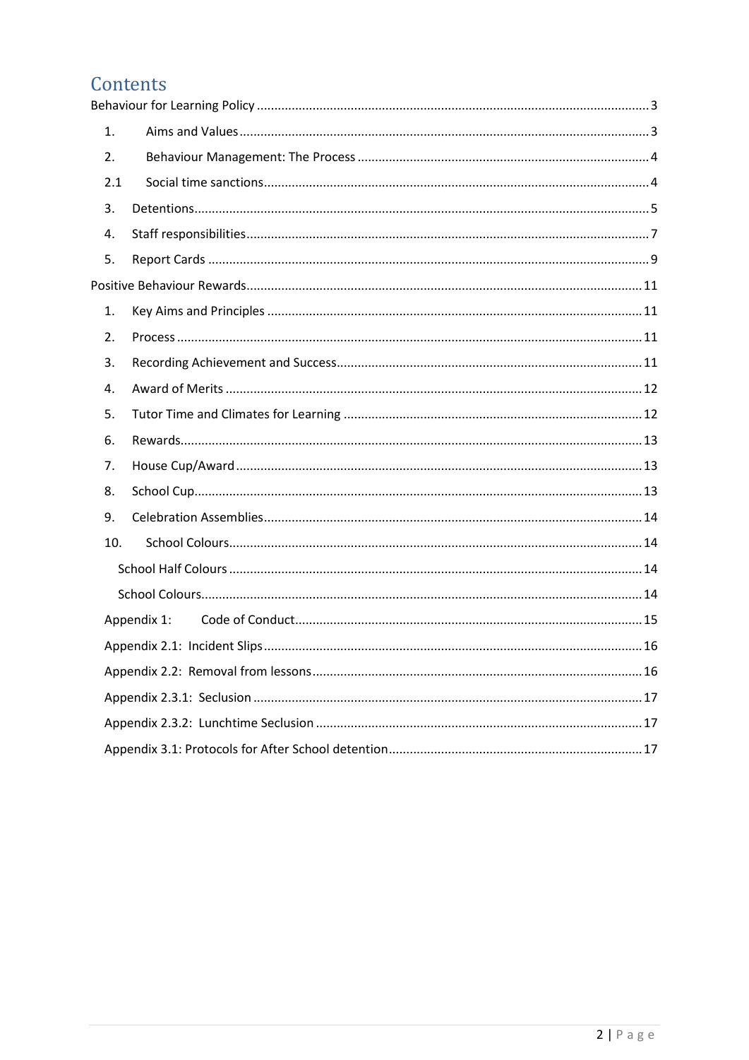# Contents

Behaviour for Learning Policy ........................................................................................................ 3

1. Aims and Values ........................................................................................................ 3
2. Behaviour Management: The Process .......................................................................... 4

2.1 Social time sanctions ................................................................................................ 4

3. Detentions ................................................................................................................... 5
4. Staff responsibilities .................................................................................................... 7
5. Report Cards ............................................................................................................... 9

Positive Behaviour Rewards ........................................................................................................ 11

1. Key Aims and Principles ............................................................................................. 11
2. Process ....................................................................................................................... 11
3. Recording Achievement and Success .......................................................................... 11
4. Award of Merits .......................................................................................................... 12
5. Tutor Time and Climates for Learning ......................................................................... 12
6. Rewards ...................................................................................................................... 13
7. House Cup/Award ....................................................................................................... 13
8. School Cup .................................................................................................................. 13
9. Celebration Assemblies ............................................................................................... 14
10. School Colours ........................................................................................................... 14

School Half Colours ........................................................................................................ 14

School Colours ............................................................................................................... 14

Appendix 1: Code of Conduct ........................................................................................ 15

Appendix 2.1: Incident Slips .......................................................................................... 16

Appendix 2.2: Removal from lessons ............................................................................ 16

Appendix 2.3.1: Seclusion ............................................................................................. 17

Appendix 2.3.2: Lunchtime Seclusion ........................................................................... 17

Appendix 3.1: Protocols for After School detention ....................................................... 17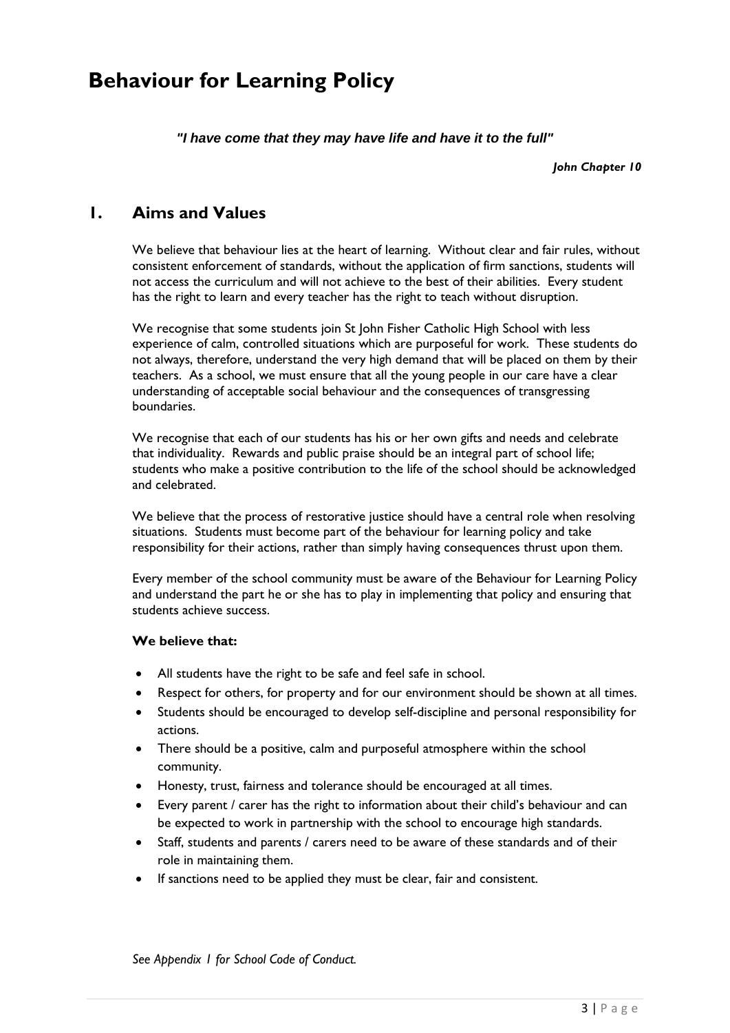# Behaviour for Learning Policy

***"I have come that they may have life and have it to the full"***

***John Chapter 10***

## 1. Aims and Values

We believe that behaviour lies at the heart of learning. Without clear and fair rules, without consistent enforcement of standards, without the application of firm sanctions, students will not access the curriculum and will not achieve to the best of their abilities. Every student has the right to learn and every teacher has the right to teach without disruption.

We recognise that some students join St John Fisher Catholic High School with less experience of calm, controlled situations which are purposeful for work. These students do not always, therefore, understand the very high demand that will be placed on them by their teachers. As a school, we must ensure that all the young people in our care have a clear understanding of acceptable social behaviour and the consequences of transgressing boundaries.

We recognise that each of our students has his or her own gifts and needs and celebrate that individuality. Rewards and public praise should be an integral part of school life; students who make a positive contribution to the life of the school should be acknowledged and celebrated.

We believe that the process of restorative justice should have a central role when resolving situations. Students must become part of the behaviour for learning policy and take responsibility for their actions, rather than simply having consequences thrust upon them.

Every member of the school community must be aware of the Behaviour for Learning Policy and understand the part he or she has to play in implementing that policy and ensuring that students achieve success.

**We believe that:**

- All students have the right to be safe and feel safe in school.
- Respect for others, for property and for our environment should be shown at all times.
- Students should be encouraged to develop self-discipline and personal responsibility for actions.
- There should be a positive, calm and purposeful atmosphere within the school community.
- Honesty, trust, fairness and tolerance should be encouraged at all times.
- Every parent / carer has the right to information about their child's behaviour and can be expected to work in partnership with the school to encourage high standards.
- Staff, students and parents / carers need to be aware of these standards and of their role in maintaining them.
- If sanctions need to be applied they must be clear, fair and consistent.

*See Appendix 1 for School Code of Conduct.*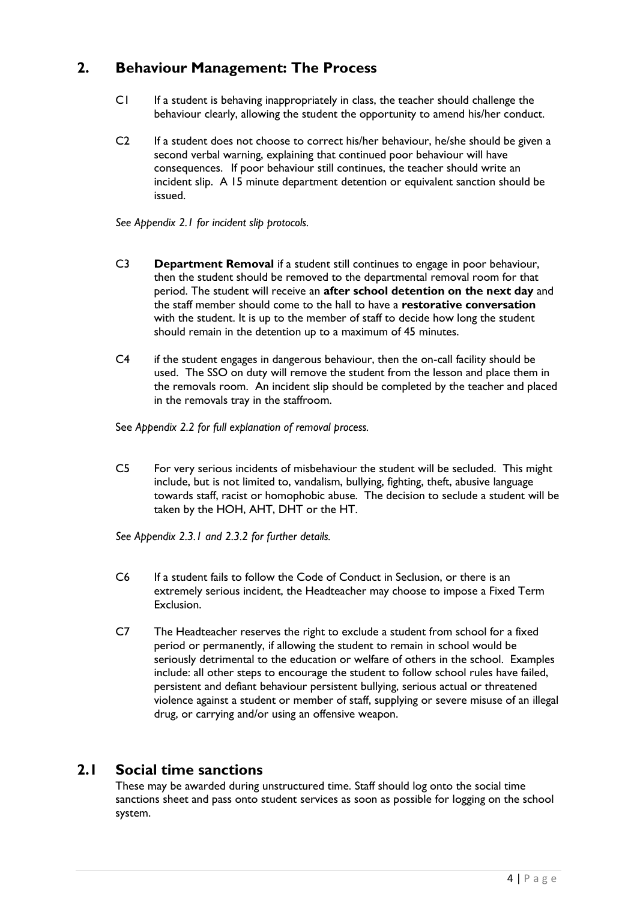## 2. Behaviour Management: The Process

C1 If a student is behaving inappropriately in class, the teacher should challenge the behaviour clearly, allowing the student the opportunity to amend his/her conduct.

C2 If a student does not choose to correct his/her behaviour, he/she should be given a second verbal warning, explaining that continued poor behaviour will have consequences. If poor behaviour still continues, the teacher should write an incident slip. A 15 minute department detention or equivalent sanction should be issued.

*See Appendix 2.1 for incident slip protocols.*

C3 **Department Removal** if a student still continues to engage in poor behaviour, then the student should be removed to the departmental removal room for that period. The student will receive an **after school detention on the next day** and the staff member should come to the hall to have a **restorative conversation** with the student. It is up to the member of staff to decide how long the student should remain in the detention up to a maximum of 45 minutes.

C4 if the student engages in dangerous behaviour, then the on-call facility should be used. The SSO on duty will remove the student from the lesson and place them in the removals room. An incident slip should be completed by the teacher and placed in the removals tray in the staffroom.

See *Appendix 2.2 for full explanation of removal process.*

C5 For very serious incidents of misbehaviour the student will be secluded. This might include, but is not limited to, vandalism, bullying, fighting, theft, abusive language towards staff, racist or homophobic abuse. The decision to seclude a student will be taken by the HOH, AHT, DHT or the HT.

*See Appendix 2.3.1 and 2.3.2 for further details.*

C6 If a student fails to follow the Code of Conduct in Seclusion, or there is an extremely serious incident, the Headteacher may choose to impose a Fixed Term Exclusion.

C7 The Headteacher reserves the right to exclude a student from school for a fixed period or permanently, if allowing the student to remain in school would be seriously detrimental to the education or welfare of others in the school. Examples include: all other steps to encourage the student to follow school rules have failed, persistent and defiant behaviour persistent bullying, serious actual or threatened violence against a student or member of staff, supplying or severe misuse of an illegal drug, or carrying and/or using an offensive weapon.

## 2.1 Social time sanctions

These may be awarded during unstructured time. Staff should log onto the social time sanctions sheet and pass onto student services as soon as possible for logging on the school system.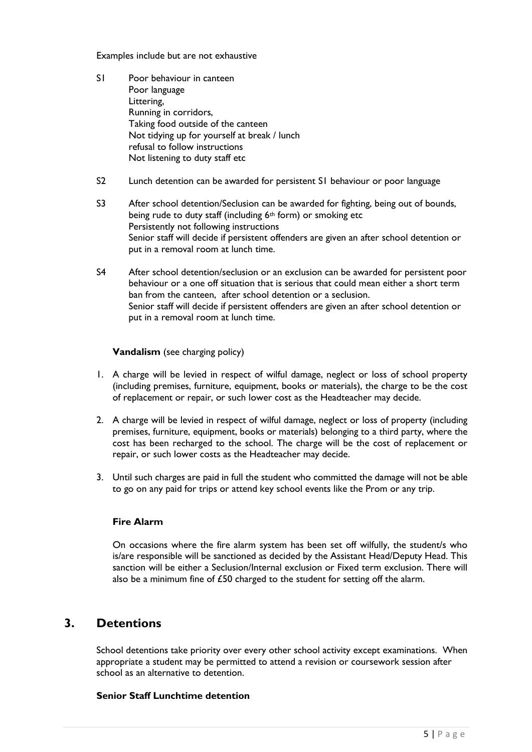Examples include but are not exhaustive

S1 Poor behaviour in canteen
Poor language
Littering,
Running in corridors,
Taking food outside of the canteen
Not tidying up for yourself at break / lunch
refusal to follow instructions
Not listening to duty staff etc

S2 Lunch detention can be awarded for persistent S1 behaviour or poor language

S3 After school detention/Seclusion can be awarded for fighting, being out of bounds, being rude to duty staff (including 6th form) or smoking etc
Persistently not following instructions
Senior staff will decide if persistent offenders are given an after school detention or put in a removal room at lunch time.

S4 After school detention/seclusion or an exclusion can be awarded for persistent poor behaviour or a one off situation that is serious that could mean either a short term ban from the canteen, after school detention or a seclusion.
Senior staff will decide if persistent offenders are given an after school detention or put in a removal room at lunch time.

**Vandalism** (see charging policy)

1. A charge will be levied in respect of wilful damage, neglect or loss of school property (including premises, furniture, equipment, books or materials), the charge to be the cost of replacement or repair, or such lower cost as the Headteacher may decide.
2. A charge will be levied in respect of wilful damage, neglect or loss of property (including premises, furniture, equipment, books or materials) belonging to a third party, where the cost has been recharged to the school. The charge will be the cost of replacement or repair, or such lower costs as the Headteacher may decide.
3. Until such charges are paid in full the student who committed the damage will not be able to go on any paid for trips or attend key school events like the Prom or any trip.

**Fire Alarm**

On occasions where the fire alarm system has been set off wilfully, the student/s who is/are responsible will be sanctioned as decided by the Assistant Head/Deputy Head. This sanction will be either a Seclusion/Internal exclusion or Fixed term exclusion. There will also be a minimum fine of £50 charged to the student for setting off the alarm.

## 3. Detentions

School detentions take priority over every other school activity except examinations. When appropriate a student may be permitted to attend a revision or coursework session after school as an alternative to detention.

**Senior Staff Lunchtime detention**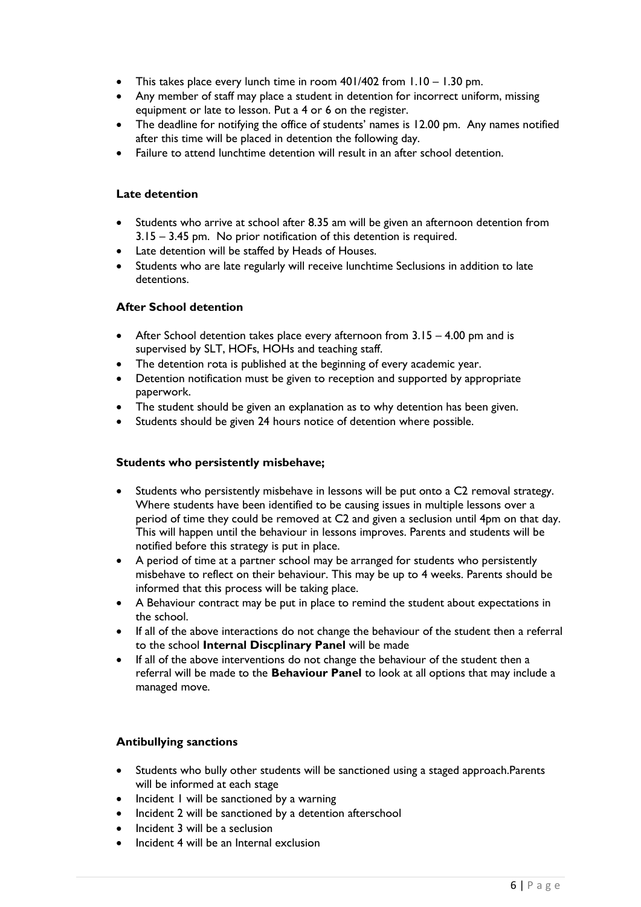- This takes place every lunch time in room 401/402 from 1.10 – 1.30 pm.
- Any member of staff may place a student in detention for incorrect uniform, missing equipment or late to lesson. Put a 4 or 6 on the register.
- The deadline for notifying the office of students' names is 12.00 pm. Any names notified after this time will be placed in detention the following day.
- Failure to attend lunchtime detention will result in an after school detention.

### Late detention

- Students who arrive at school after 8.35 am will be given an afternoon detention from 3.15 – 3.45 pm. No prior notification of this detention is required.
- Late detention will be staffed by Heads of Houses.
- Students who are late regularly will receive lunchtime Seclusions in addition to late detentions.

### After School detention

- After School detention takes place every afternoon from 3.15 – 4.00 pm and is supervised by SLT, HOFs, HOHs and teaching staff.
- The detention rota is published at the beginning of every academic year.
- Detention notification must be given to reception and supported by appropriate paperwork.
- The student should be given an explanation as to why detention has been given.
- Students should be given 24 hours notice of detention where possible.

### Students who persistently misbehave;

- Students who persistently misbehave in lessons will be put onto a C2 removal strategy. Where students have been identified to be causing issues in multiple lessons over a period of time they could be removed at C2 and given a seclusion until 4pm on that day. This will happen until the behaviour in lessons improves. Parents and students will be notified before this strategy is put in place.
- A period of time at a partner school may be arranged for students who persistently misbehave to reflect on their behaviour. This may be up to 4 weeks. Parents should be informed that this process will be taking place.
- A Behaviour contract may be put in place to remind the student about expectations in the school.
- If all of the above interactions do not change the behaviour of the student then a referral to the school **Internal Discplinary Panel** will be made
- If all of the above interventions do not change the behaviour of the student then a referral will be made to the **Behaviour Panel** to look at all options that may include a managed move.

### Antibullying sanctions

- Students who bully other students will be sanctioned using a staged approach.Parents will be informed at each stage
- Incident 1 will be sanctioned by a warning
- Incident 2 will be sanctioned by a detention afterschool
- Incident 3 will be a seclusion
- Incident 4 will be an Internal exclusion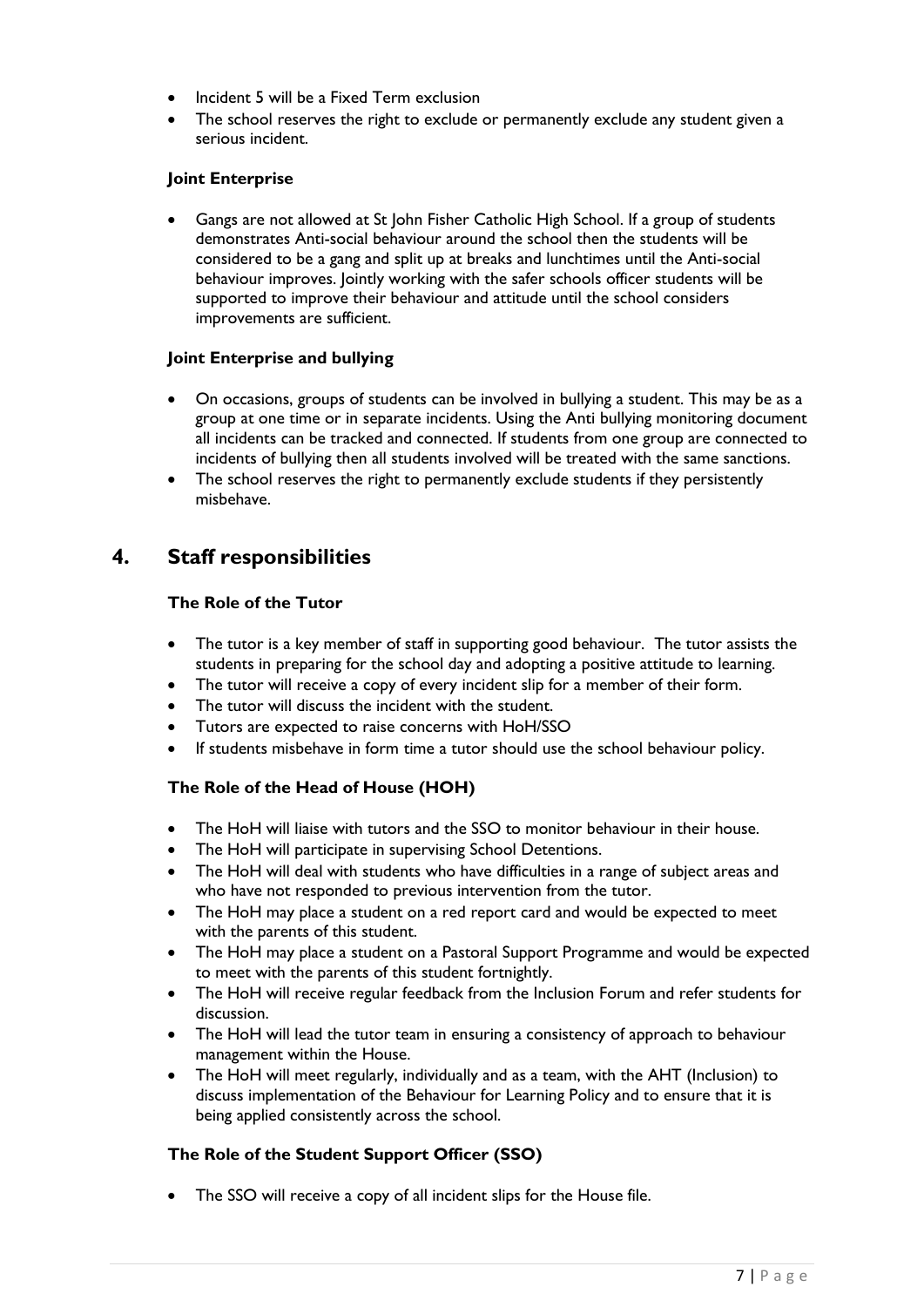- Incident 5 will be a Fixed Term exclusion
- The school reserves the right to exclude or permanently exclude any student given a serious incident.

**Joint Enterprise**

- Gangs are not allowed at St John Fisher Catholic High School. If a group of students demonstrates Anti-social behaviour around the school then the students will be considered to be a gang and split up at breaks and lunchtimes until the Anti-social behaviour improves. Jointly working with the safer schools officer students will be supported to improve their behaviour and attitude until the school considers improvements are sufficient.

**Joint Enterprise and bullying**

- On occasions, groups of students can be involved in bullying a student. This may be as a group at one time or in separate incidents. Using the Anti bullying monitoring document all incidents can be tracked and connected. If students from one group are connected to incidents of bullying then all students involved will be treated with the same sanctions.
- The school reserves the right to permanently exclude students if they persistently misbehave.

## 4. Staff responsibilities

**The Role of the Tutor**

- The tutor is a key member of staff in supporting good behaviour. The tutor assists the students in preparing for the school day and adopting a positive attitude to learning.
- The tutor will receive a copy of every incident slip for a member of their form.
- The tutor will discuss the incident with the student.
- Tutors are expected to raise concerns with HoH/SSO
- If students misbehave in form time a tutor should use the school behaviour policy.

**The Role of the Head of House (HOH)**

- The HoH will liaise with tutors and the SSO to monitor behaviour in their house.
- The HoH will participate in supervising School Detentions.
- The HoH will deal with students who have difficulties in a range of subject areas and who have not responded to previous intervention from the tutor.
- The HoH may place a student on a red report card and would be expected to meet with the parents of this student.
- The HoH may place a student on a Pastoral Support Programme and would be expected to meet with the parents of this student fortnightly.
- The HoH will receive regular feedback from the Inclusion Forum and refer students for discussion.
- The HoH will lead the tutor team in ensuring a consistency of approach to behaviour management within the House.
- The HoH will meet regularly, individually and as a team, with the AHT (Inclusion) to discuss implementation of the Behaviour for Learning Policy and to ensure that it is being applied consistently across the school.

**The Role of the Student Support Officer (SSO)**

- The SSO will receive a copy of all incident slips for the House file.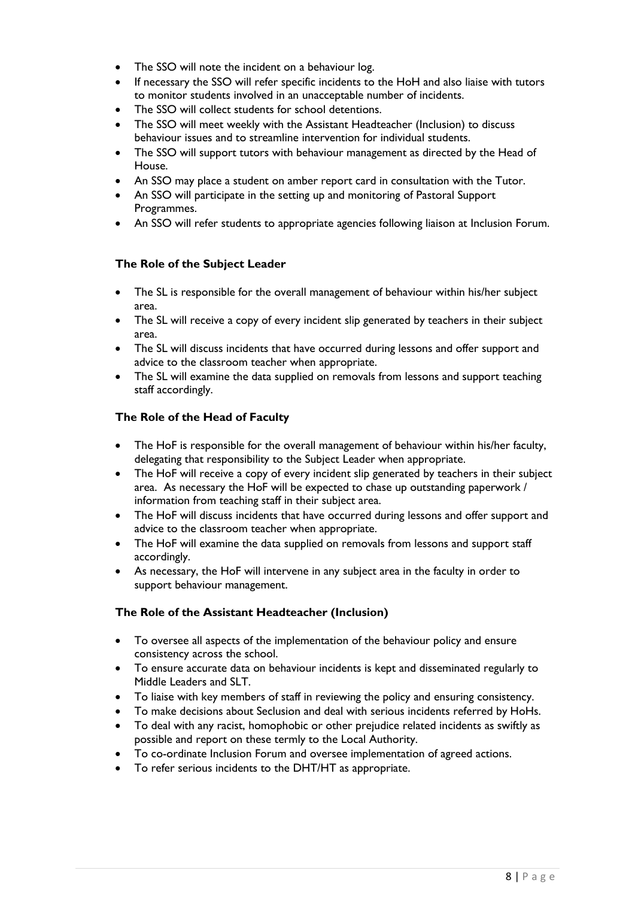- The SSO will note the incident on a behaviour log.
- If necessary the SSO will refer specific incidents to the HoH and also liaise with tutors to monitor students involved in an unacceptable number of incidents.
- The SSO will collect students for school detentions.
- The SSO will meet weekly with the Assistant Headteacher (Inclusion) to discuss behaviour issues and to streamline intervention for individual students.
- The SSO will support tutors with behaviour management as directed by the Head of House.
- An SSO may place a student on amber report card in consultation with the Tutor.
- An SSO will participate in the setting up and monitoring of Pastoral Support Programmes.
- An SSO will refer students to appropriate agencies following liaison at Inclusion Forum.

**The Role of the Subject Leader**

- The SL is responsible for the overall management of behaviour within his/her subject area.
- The SL will receive a copy of every incident slip generated by teachers in their subject area.
- The SL will discuss incidents that have occurred during lessons and offer support and advice to the classroom teacher when appropriate.
- The SL will examine the data supplied on removals from lessons and support teaching staff accordingly.

**The Role of the Head of Faculty**

- The HoF is responsible for the overall management of behaviour within his/her faculty, delegating that responsibility to the Subject Leader when appropriate.
- The HoF will receive a copy of every incident slip generated by teachers in their subject area. As necessary the HoF will be expected to chase up outstanding paperwork / information from teaching staff in their subject area.
- The HoF will discuss incidents that have occurred during lessons and offer support and advice to the classroom teacher when appropriate.
- The HoF will examine the data supplied on removals from lessons and support staff accordingly.
- As necessary, the HoF will intervene in any subject area in the faculty in order to support behaviour management.

**The Role of the Assistant Headteacher (Inclusion)**

- To oversee all aspects of the implementation of the behaviour policy and ensure consistency across the school.
- To ensure accurate data on behaviour incidents is kept and disseminated regularly to Middle Leaders and SLT.
- To liaise with key members of staff in reviewing the policy and ensuring consistency.
- To make decisions about Seclusion and deal with serious incidents referred by HoHs.
- To deal with any racist, homophobic or other prejudice related incidents as swiftly as possible and report on these termly to the Local Authority.
- To co-ordinate Inclusion Forum and oversee implementation of agreed actions.
- To refer serious incidents to the DHT/HT as appropriate.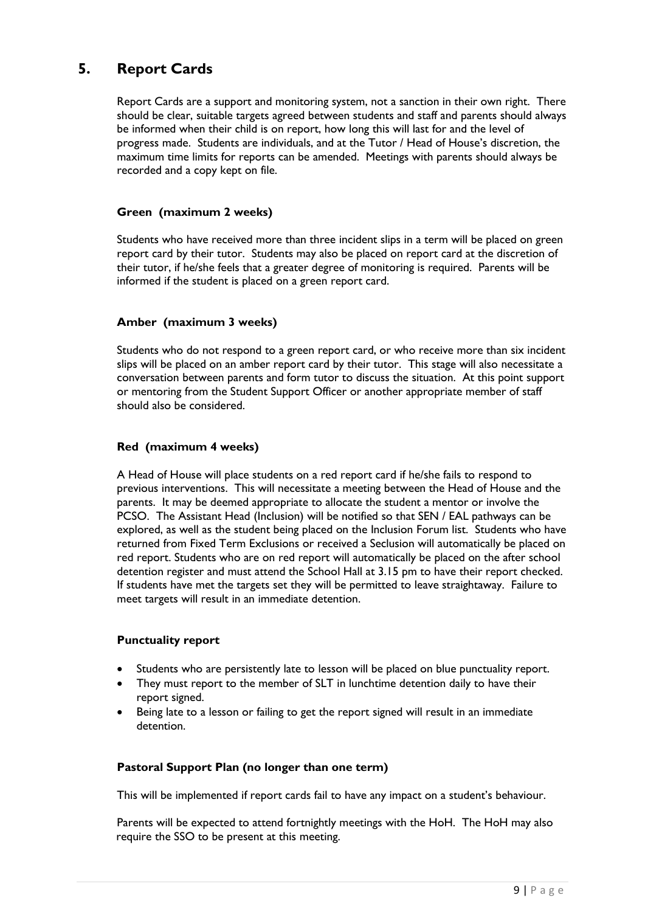## 5. Report Cards

Report Cards are a support and monitoring system, not a sanction in their own right. There should be clear, suitable targets agreed between students and staff and parents should always be informed when their child is on report, how long this will last for and the level of progress made. Students are individuals, and at the Tutor / Head of House's discretion, the maximum time limits for reports can be amended. Meetings with parents should always be recorded and a copy kept on file.

### Green (maximum 2 weeks)

Students who have received more than three incident slips in a term will be placed on green report card by their tutor. Students may also be placed on report card at the discretion of their tutor, if he/she feels that a greater degree of monitoring is required. Parents will be informed if the student is placed on a green report card.

### Amber (maximum 3 weeks)

Students who do not respond to a green report card, or who receive more than six incident slips will be placed on an amber report card by their tutor. This stage will also necessitate a conversation between parents and form tutor to discuss the situation. At this point support or mentoring from the Student Support Officer or another appropriate member of staff should also be considered.

### Red (maximum 4 weeks)

A Head of House will place students on a red report card if he/she fails to respond to previous interventions. This will necessitate a meeting between the Head of House and the parents. It may be deemed appropriate to allocate the student a mentor or involve the PCSO. The Assistant Head (Inclusion) will be notified so that SEN / EAL pathways can be explored, as well as the student being placed on the Inclusion Forum list. Students who have returned from Fixed Term Exclusions or received a Seclusion will automatically be placed on red report. Students who are on red report will automatically be placed on the after school detention register and must attend the School Hall at 3.15 pm to have their report checked. If students have met the targets set they will be permitted to leave straightaway. Failure to meet targets will result in an immediate detention.

### Punctuality report

- Students who are persistently late to lesson will be placed on blue punctuality report.
- They must report to the member of SLT in lunchtime detention daily to have their report signed.
- Being late to a lesson or failing to get the report signed will result in an immediate detention.

### Pastoral Support Plan (no longer than one term)

This will be implemented if report cards fail to have any impact on a student's behaviour.

Parents will be expected to attend fortnightly meetings with the HoH. The HoH may also require the SSO to be present at this meeting.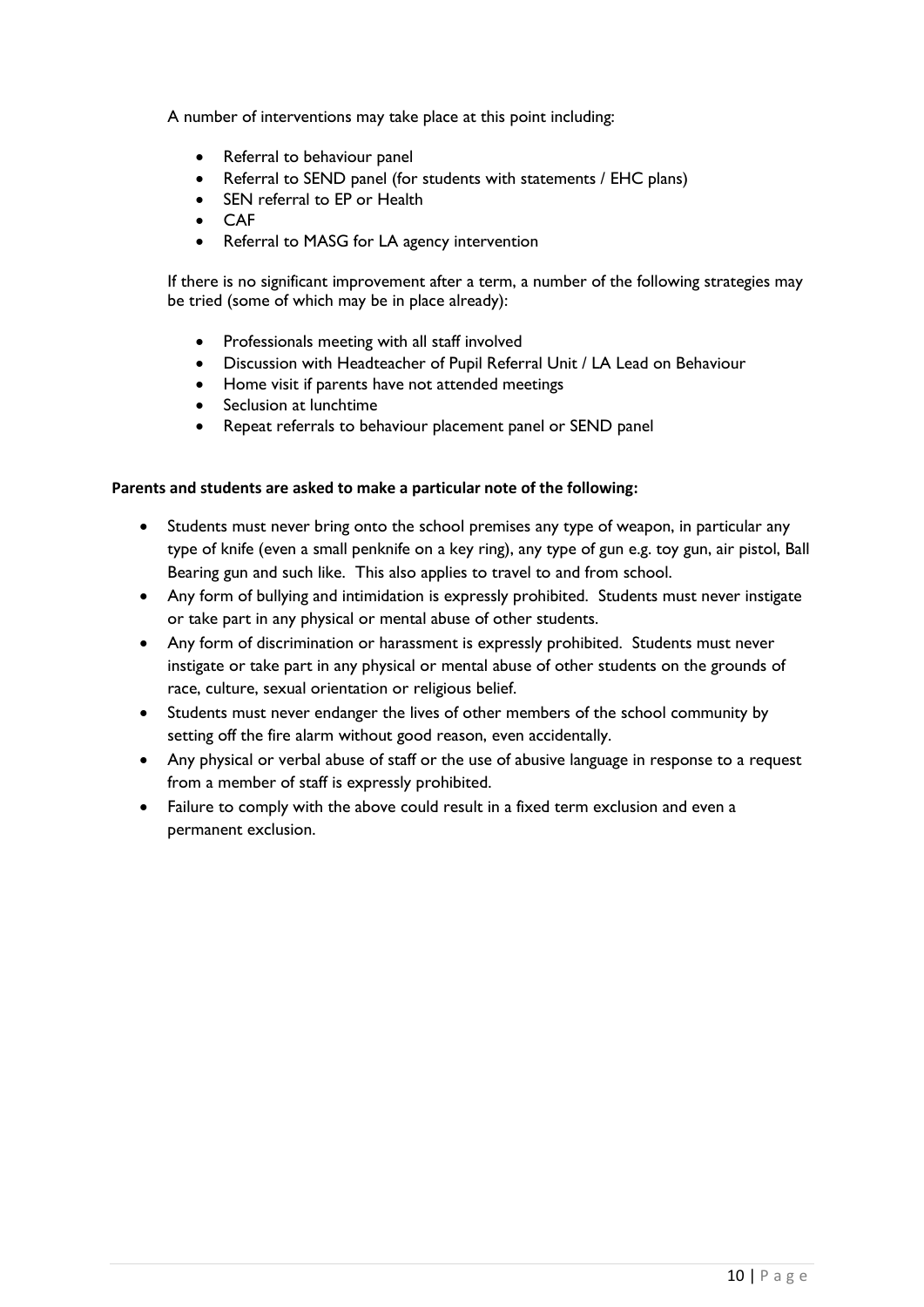A number of interventions may take place at this point including:

- Referral to behaviour panel
- Referral to SEND panel (for students with statements / EHC plans)
- SEN referral to EP or Health
- CAF
- Referral to MASG for LA agency intervention

If there is no significant improvement after a term, a number of the following strategies may be tried (some of which may be in place already):

- Professionals meeting with all staff involved
- Discussion with Headteacher of Pupil Referral Unit / LA Lead on Behaviour
- Home visit if parents have not attended meetings
- Seclusion at lunchtime
- Repeat referrals to behaviour placement panel or SEND panel

**Parents and students are asked to make a particular note of the following:**

- Students must never bring onto the school premises any type of weapon, in particular any type of knife (even a small penknife on a key ring), any type of gun e.g. toy gun, air pistol, Ball Bearing gun and such like. This also applies to travel to and from school.
- Any form of bullying and intimidation is expressly prohibited. Students must never instigate or take part in any physical or mental abuse of other students.
- Any form of discrimination or harassment is expressly prohibited. Students must never instigate or take part in any physical or mental abuse of other students on the grounds of race, culture, sexual orientation or religious belief.
- Students must never endanger the lives of other members of the school community by setting off the fire alarm without good reason, even accidentally.
- Any physical or verbal abuse of staff or the use of abusive language in response to a request from a member of staff is expressly prohibited.
- Failure to comply with the above could result in a fixed term exclusion and even a permanent exclusion.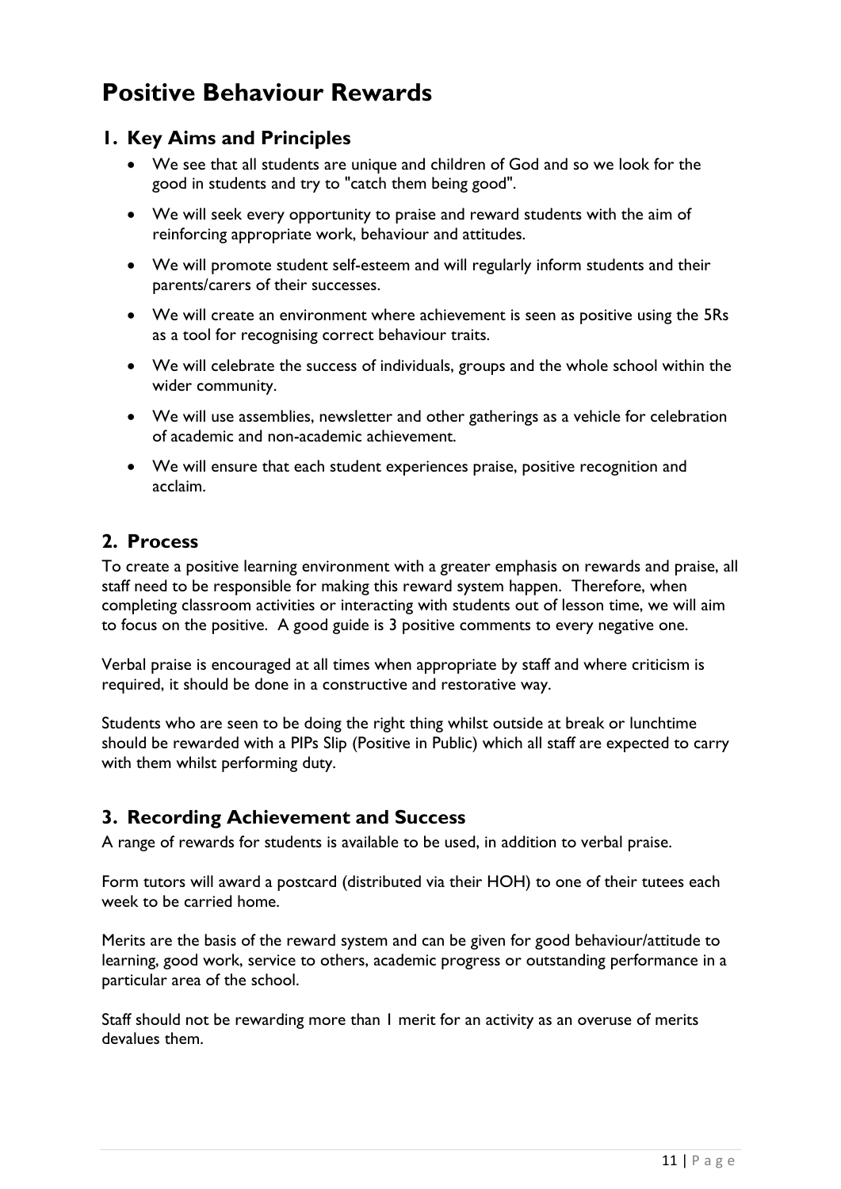# Positive Behaviour Rewards

## 1. Key Aims and Principles

- We see that all students are unique and children of God and so we look for the good in students and try to "catch them being good".
- We will seek every opportunity to praise and reward students with the aim of reinforcing appropriate work, behaviour and attitudes.
- We will promote student self-esteem and will regularly inform students and their parents/carers of their successes.
- We will create an environment where achievement is seen as positive using the 5Rs as a tool for recognising correct behaviour traits.
- We will celebrate the success of individuals, groups and the whole school within the wider community.
- We will use assemblies, newsletter and other gatherings as a vehicle for celebration of academic and non-academic achievement.
- We will ensure that each student experiences praise, positive recognition and acclaim.

## 2. Process

To create a positive learning environment with a greater emphasis on rewards and praise, all staff need to be responsible for making this reward system happen. Therefore, when completing classroom activities or interacting with students out of lesson time, we will aim to focus on the positive. A good guide is 3 positive comments to every negative one.

Verbal praise is encouraged at all times when appropriate by staff and where criticism is required, it should be done in a constructive and restorative way.

Students who are seen to be doing the right thing whilst outside at break or lunchtime should be rewarded with a PIPs Slip (Positive in Public) which all staff are expected to carry with them whilst performing duty.

## 3. Recording Achievement and Success

A range of rewards for students is available to be used, in addition to verbal praise.

Form tutors will award a postcard (distributed via their HOH) to one of their tutees each week to be carried home.

Merits are the basis of the reward system and can be given for good behaviour/attitude to learning, good work, service to others, academic progress or outstanding performance in a particular area of the school.

Staff should not be rewarding more than 1 merit for an activity as an overuse of merits devalues them.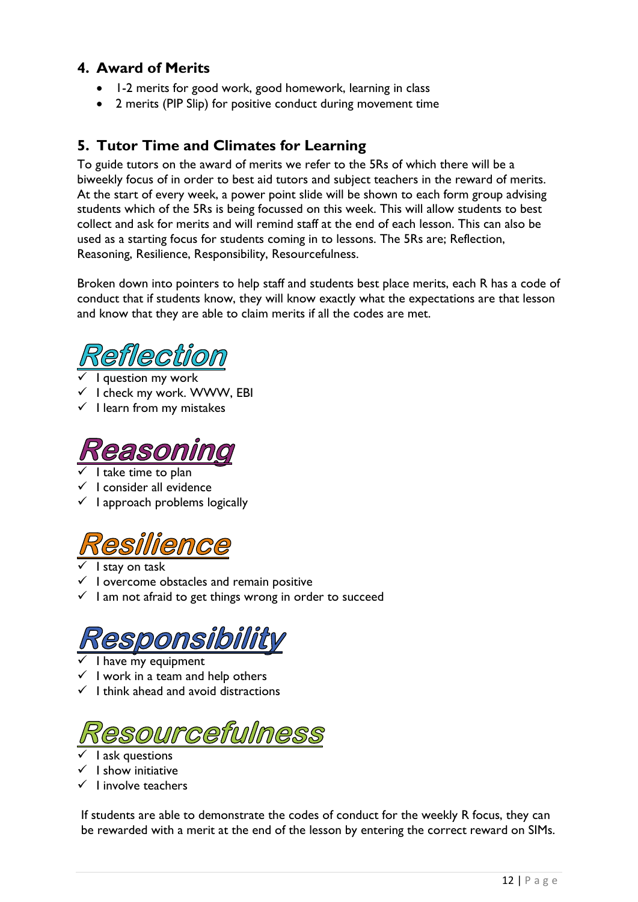## 4. Award of Merits

- 1-2 merits for good work, good homework, learning in class
- 2 merits (PIP Slip) for positive conduct during movement time

## 5. Tutor Time and Climates for Learning

To guide tutors on the award of merits we refer to the 5Rs of which there will be a biweekly focus of in order to best aid tutors and subject teachers in the reward of merits. At the start of every week, a power point slide will be shown to each form group advising students which of the 5Rs is being focussed on this week. This will allow students to best collect and ask for merits and will remind staff at the end of each lesson. This can also be used as a starting focus for students coming in to lessons. The 5Rs are; Reflection, Reasoning, Resilience, Responsibility, Resourcefulness.

Broken down into pointers to help staff and students best place merits, each R has a code of conduct that if students know, they will know exactly what the expectations are that lesson and know that they are able to claim merits if all the codes are met.

### Reflection

- ✓ I question my work
- ✓ I check my work. WWW, EBI
- ✓ I learn from my mistakes

### Reasoning

- ✓ I take time to plan
- ✓ I consider all evidence
- ✓ I approach problems logically

### Resilience

- ✓ I stay on task
- ✓ I overcome obstacles and remain positive
- ✓ I am not afraid to get things wrong in order to succeed

### Responsibility

- ✓ I have my equipment
- ✓ I work in a team and help others
- ✓ I think ahead and avoid distractions

### Resourcefulness

- ✓ I ask questions
- ✓ I show initiative
- ✓ I involve teachers

If students are able to demonstrate the codes of conduct for the weekly R focus, they can be rewarded with a merit at the end of the lesson by entering the correct reward on SIMs.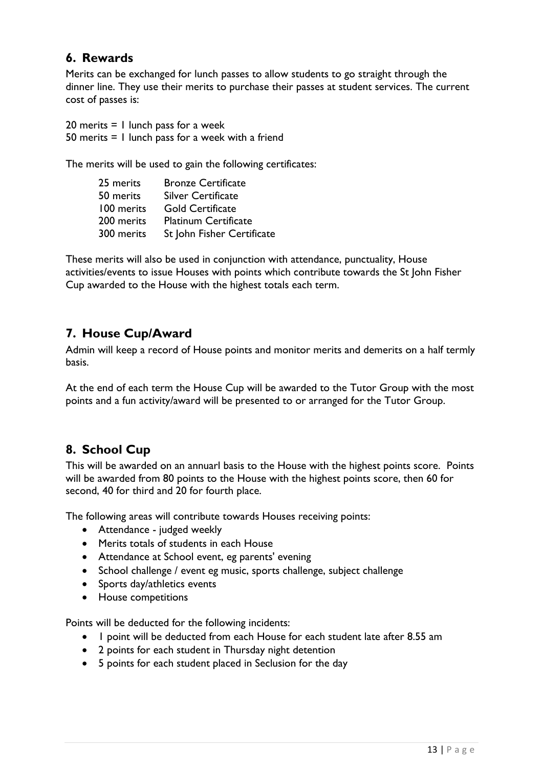## 6. Rewards

Merits can be exchanged for lunch passes to allow students to go straight through the dinner line. They use their merits to purchase their passes at student services. The current cost of passes is:

20 merits = 1 lunch pass for a week
50 merits = 1 lunch pass for a week with a friend

The merits will be used to gain the following certificates:

| | |
|---|---|
| 25 merits | Bronze Certificate |
| 50 merits | Silver Certificate |
| 100 merits | Gold Certificate |
| 200 merits | Platinum Certificate |
| 300 merits | St John Fisher Certificate |

These merits will also be used in conjunction with attendance, punctuality, House activities/events to issue Houses with points which contribute towards the St John Fisher Cup awarded to the House with the highest totals each term.

## 7. House Cup/Award

Admin will keep a record of House points and monitor merits and demerits on a half termly basis.

At the end of each term the House Cup will be awarded to the Tutor Group with the most points and a fun activity/award will be presented to or arranged for the Tutor Group.

## 8. School Cup

This will be awarded on an annuarl basis to the House with the highest points score. Points will be awarded from 80 points to the House with the highest points score, then 60 for second, 40 for third and 20 for fourth place.

The following areas will contribute towards Houses receiving points:

- Attendance - judged weekly
- Merits totals of students in each House
- Attendance at School event, eg parents' evening
- School challenge / event eg music, sports challenge, subject challenge
- Sports day/athletics events
- House competitions

Points will be deducted for the following incidents:

- 1 point will be deducted from each House for each student late after 8.55 am
- 2 points for each student in Thursday night detention
- 5 points for each student placed in Seclusion for the day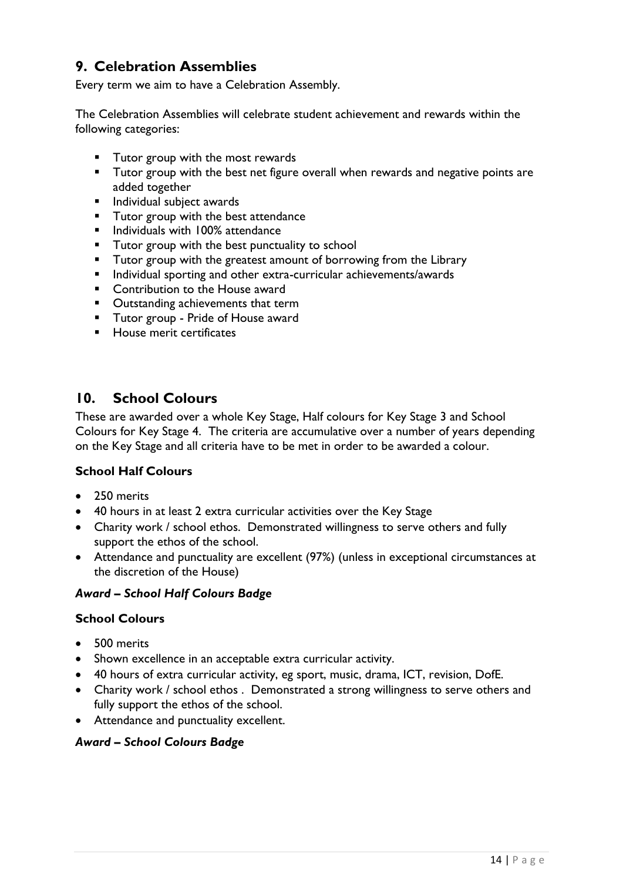## 9. Celebration Assemblies

Every term we aim to have a Celebration Assembly.

The Celebration Assemblies will celebrate student achievement and rewards within the following categories:

- Tutor group with the most rewards
- Tutor group with the best net figure overall when rewards and negative points are added together
- Individual subject awards
- Tutor group with the best attendance
- Individuals with 100% attendance
- Tutor group with the best punctuality to school
- Tutor group with the greatest amount of borrowing from the Library
- Individual sporting and other extra-curricular achievements/awards
- Contribution to the House award
- Outstanding achievements that term
- Tutor group - Pride of House award
- House merit certificates

## 10. School Colours

These are awarded over a whole Key Stage, Half colours for Key Stage 3 and School Colours for Key Stage 4. The criteria are accumulative over a number of years depending on the Key Stage and all criteria have to be met in order to be awarded a colour.

### School Half Colours

- 250 merits
- 40 hours in at least 2 extra curricular activities over the Key Stage
- Charity work / school ethos. Demonstrated willingness to serve others and fully support the ethos of the school.
- Attendance and punctuality are excellent (97%) (unless in exceptional circumstances at the discretion of the House)

***Award – School Half Colours Badge***

### School Colours

- 500 merits
- Shown excellence in an acceptable extra curricular activity.
- 40 hours of extra curricular activity, eg sport, music, drama, ICT, revision, DofE.
- Charity work / school ethos . Demonstrated a strong willingness to serve others and fully support the ethos of the school.
- Attendance and punctuality excellent.

***Award – School Colours Badge***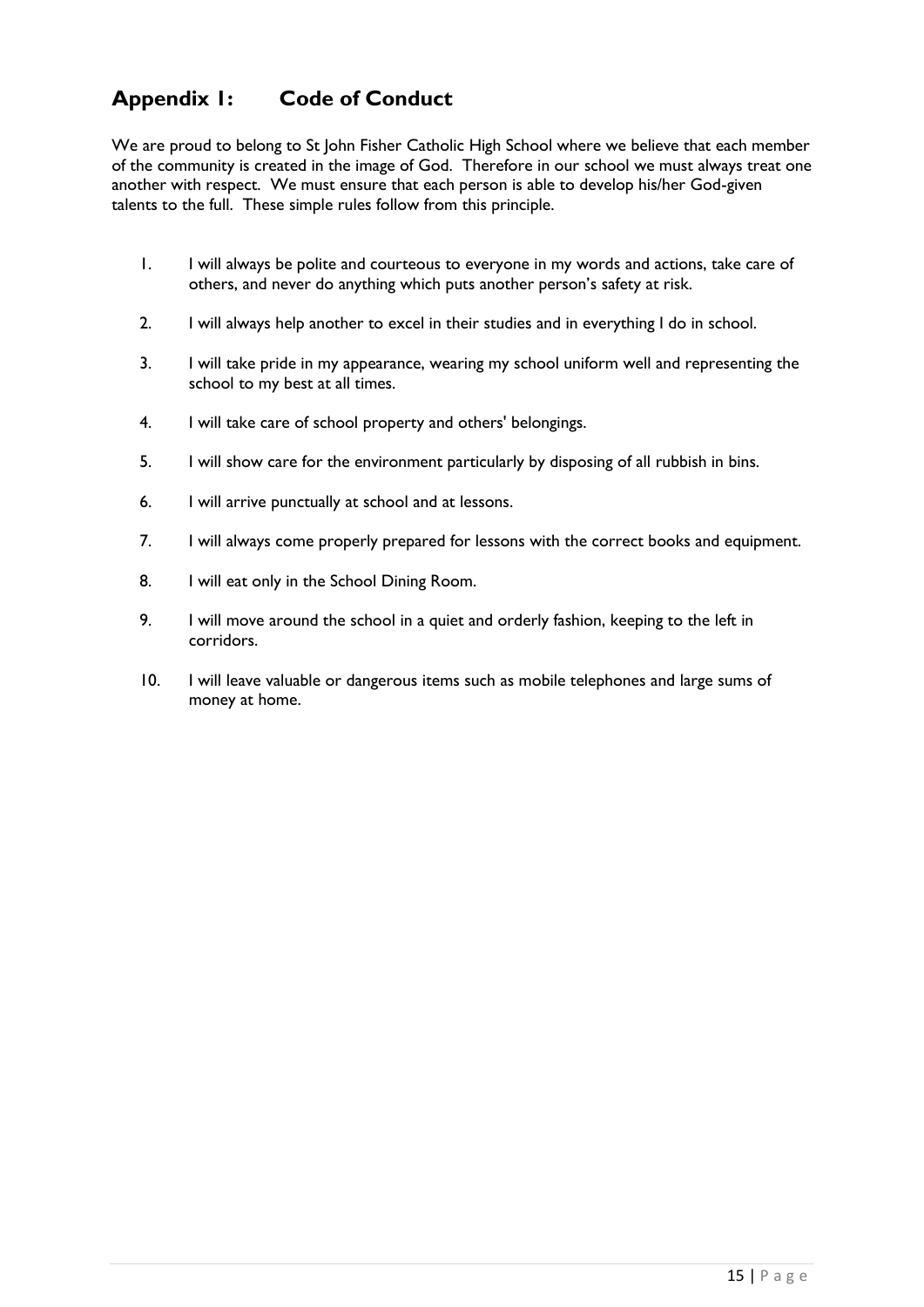## Appendix 1: Code of Conduct

We are proud to belong to St John Fisher Catholic High School where we believe that each member of the community is created in the image of God. Therefore in our school we must always treat one another with respect. We must ensure that each person is able to develop his/her God-given talents to the full. These simple rules follow from this principle.

1. I will always be polite and courteous to everyone in my words and actions, take care of others, and never do anything which puts another person's safety at risk.
2. I will always help another to excel in their studies and in everything I do in school.
3. I will take pride in my appearance, wearing my school uniform well and representing the school to my best at all times.
4. I will take care of school property and others' belongings.
5. I will show care for the environment particularly by disposing of all rubbish in bins.
6. I will arrive punctually at school and at lessons.
7. I will always come properly prepared for lessons with the correct books and equipment.
8. I will eat only in the School Dining Room.
9. I will move around the school in a quiet and orderly fashion, keeping to the left in corridors.
10. I will leave valuable or dangerous items such as mobile telephones and large sums of money at home.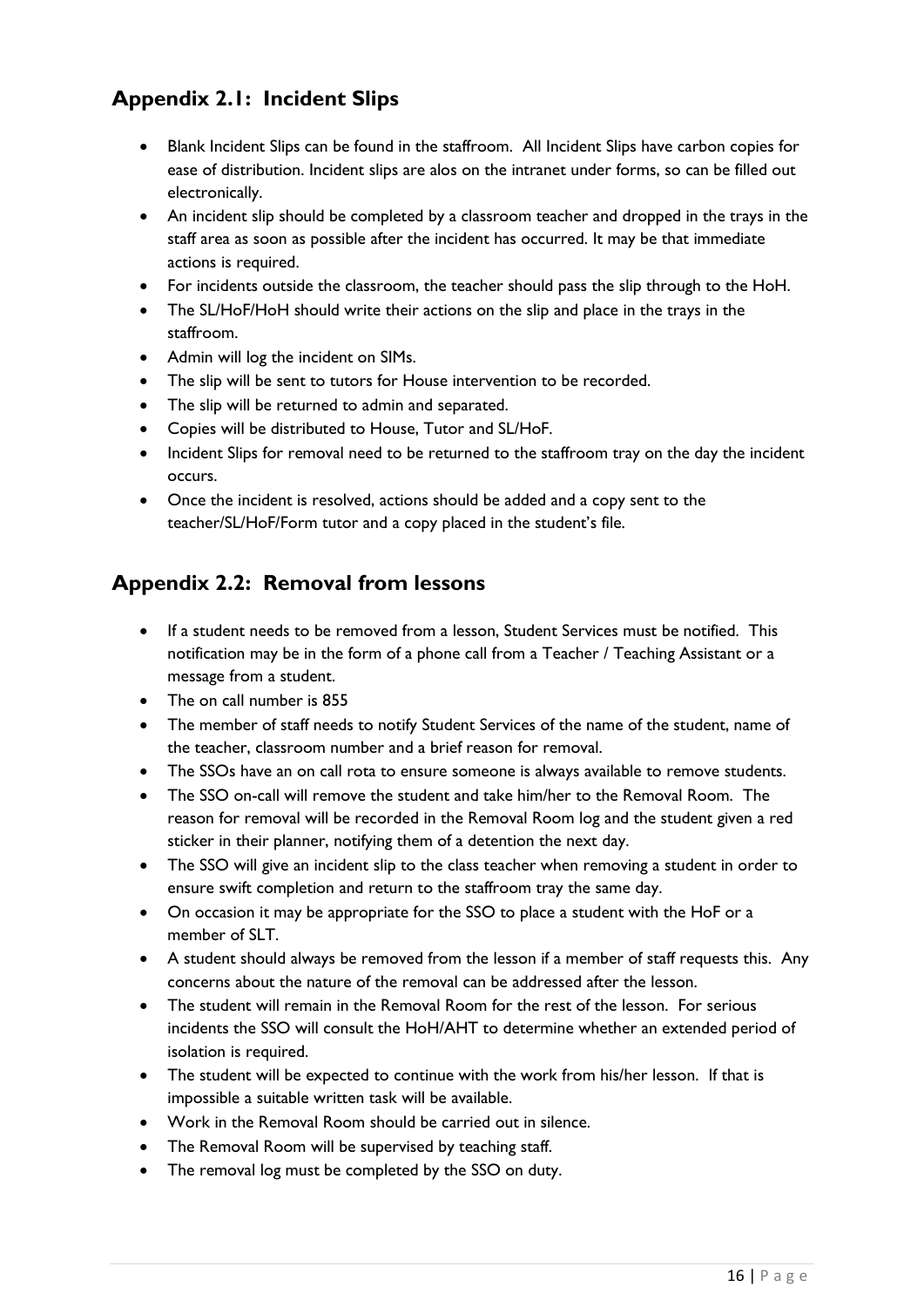## Appendix 2.1: Incident Slips

- Blank Incident Slips can be found in the staffroom. All Incident Slips have carbon copies for ease of distribution. Incident slips are alos on the intranet under forms, so can be filled out electronically.
- An incident slip should be completed by a classroom teacher and dropped in the trays in the staff area as soon as possible after the incident has occurred. It may be that immediate actions is required.
- For incidents outside the classroom, the teacher should pass the slip through to the HoH.
- The SL/HoF/HoH should write their actions on the slip and place in the trays in the staffroom.
- Admin will log the incident on SIMs.
- The slip will be sent to tutors for House intervention to be recorded.
- The slip will be returned to admin and separated.
- Copies will be distributed to House, Tutor and SL/HoF.
- Incident Slips for removal need to be returned to the staffroom tray on the day the incident occurs.
- Once the incident is resolved, actions should be added and a copy sent to the teacher/SL/HoF/Form tutor and a copy placed in the student's file.

## Appendix 2.2: Removal from lessons

- If a student needs to be removed from a lesson, Student Services must be notified. This notification may be in the form of a phone call from a Teacher / Teaching Assistant or a message from a student.
- The on call number is 855
- The member of staff needs to notify Student Services of the name of the student, name of the teacher, classroom number and a brief reason for removal.
- The SSOs have an on call rota to ensure someone is always available to remove students.
- The SSO on-call will remove the student and take him/her to the Removal Room. The reason for removal will be recorded in the Removal Room log and the student given a red sticker in their planner, notifying them of a detention the next day.
- The SSO will give an incident slip to the class teacher when removing a student in order to ensure swift completion and return to the staffroom tray the same day.
- On occasion it may be appropriate for the SSO to place a student with the HoF or a member of SLT.
- A student should always be removed from the lesson if a member of staff requests this. Any concerns about the nature of the removal can be addressed after the lesson.
- The student will remain in the Removal Room for the rest of the lesson. For serious incidents the SSO will consult the HoH/AHT to determine whether an extended period of isolation is required.
- The student will be expected to continue with the work from his/her lesson. If that is impossible a suitable written task will be available.
- Work in the Removal Room should be carried out in silence.
- The Removal Room will be supervised by teaching staff.
- The removal log must be completed by the SSO on duty.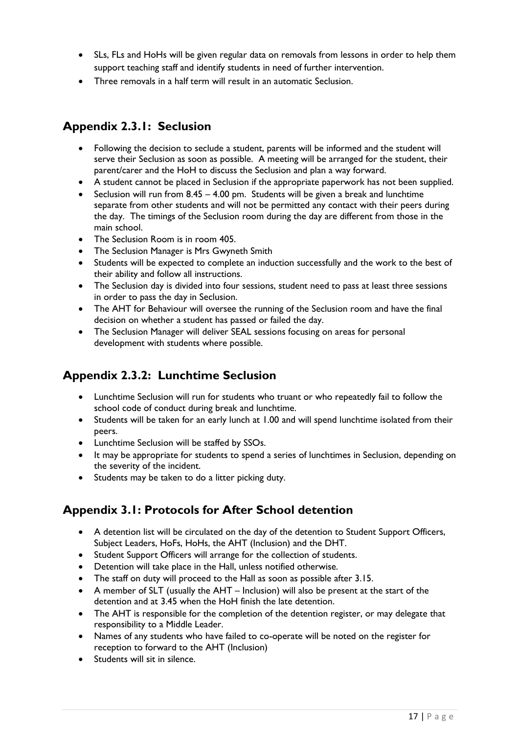- SLs, FLs and HoHs will be given regular data on removals from lessons in order to help them support teaching staff and identify students in need of further intervention.
- Three removals in a half term will result in an automatic Seclusion.

## Appendix 2.3.1: Seclusion

- Following the decision to seclude a student, parents will be informed and the student will serve their Seclusion as soon as possible. A meeting will be arranged for the student, their parent/carer and the HoH to discuss the Seclusion and plan a way forward.
- A student cannot be placed in Seclusion if the appropriate paperwork has not been supplied.
- Seclusion will run from 8.45 – 4.00 pm. Students will be given a break and lunchtime separate from other students and will not be permitted any contact with their peers during the day. The timings of the Seclusion room during the day are different from those in the main school.
- The Seclusion Room is in room 405.
- The Seclusion Manager is Mrs Gwyneth Smith
- Students will be expected to complete an induction successfully and the work to the best of their ability and follow all instructions.
- The Seclusion day is divided into four sessions, student need to pass at least three sessions in order to pass the day in Seclusion.
- The AHT for Behaviour will oversee the running of the Seclusion room and have the final decision on whether a student has passed or failed the day.
- The Seclusion Manager will deliver SEAL sessions focusing on areas for personal development with students where possible.

## Appendix 2.3.2: Lunchtime Seclusion

- Lunchtime Seclusion will run for students who truant or who repeatedly fail to follow the school code of conduct during break and lunchtime.
- Students will be taken for an early lunch at 1.00 and will spend lunchtime isolated from their peers.
- Lunchtime Seclusion will be staffed by SSOs.
- It may be appropriate for students to spend a series of lunchtimes in Seclusion, depending on the severity of the incident.
- Students may be taken to do a litter picking duty.

## Appendix 3.1: Protocols for After School detention

- A detention list will be circulated on the day of the detention to Student Support Officers, Subject Leaders, HoFs, HoHs, the AHT (Inclusion) and the DHT.
- Student Support Officers will arrange for the collection of students.
- Detention will take place in the Hall, unless notified otherwise.
- The staff on duty will proceed to the Hall as soon as possible after 3.15.
- A member of SLT (usually the AHT – Inclusion) will also be present at the start of the detention and at 3.45 when the HoH finish the late detention.
- The AHT is responsible for the completion of the detention register, or may delegate that responsibility to a Middle Leader.
- Names of any students who have failed to co-operate will be noted on the register for reception to forward to the AHT (Inclusion)
- Students will sit in silence.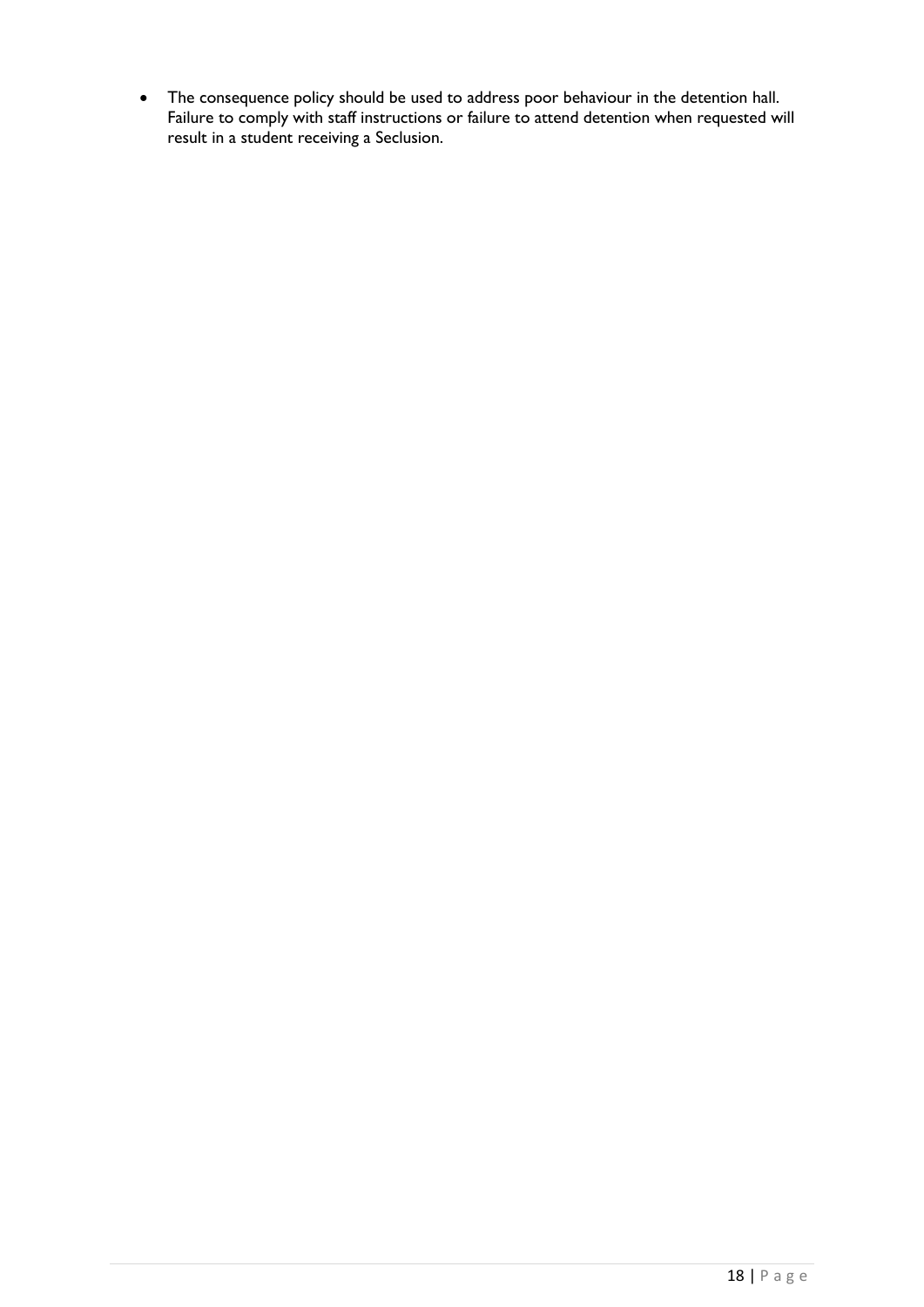- The consequence policy should be used to address poor behaviour in the detention hall. Failure to comply with staff instructions or failure to attend detention when requested will result in a student receiving a Seclusion.